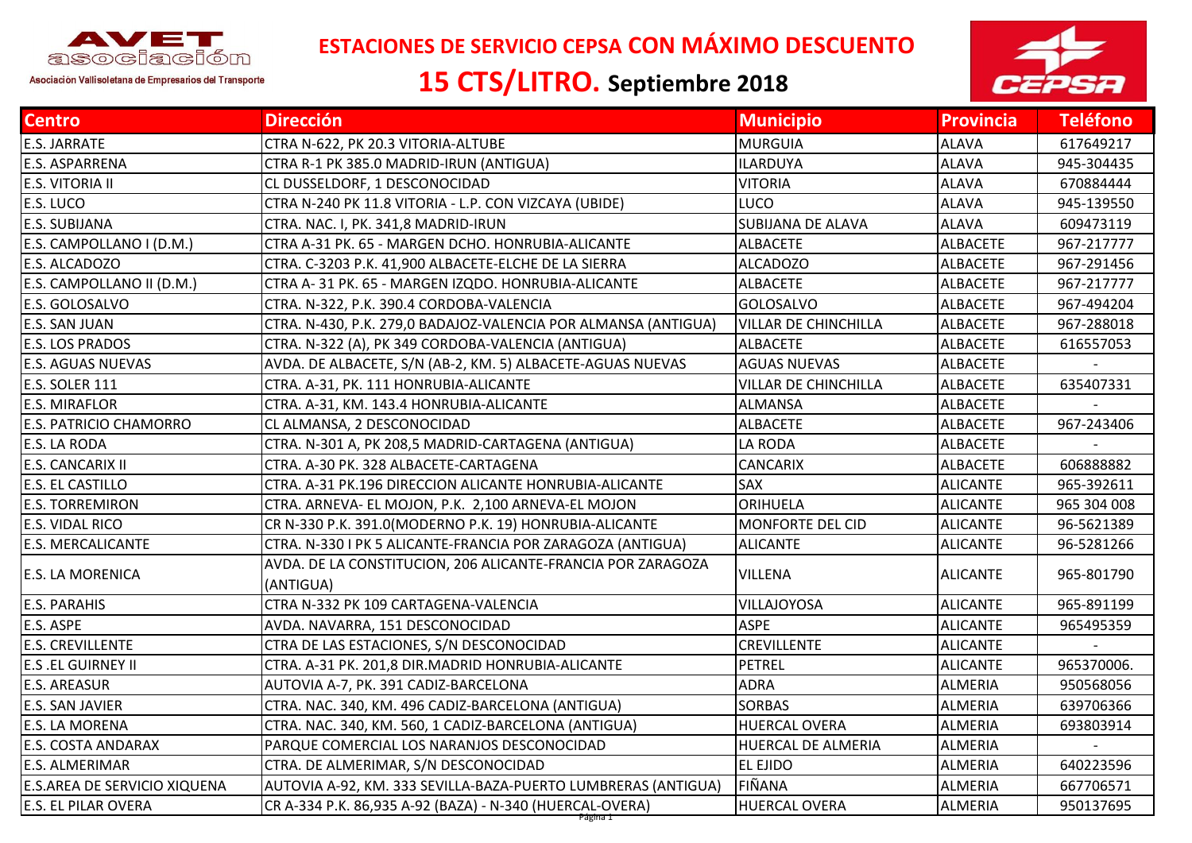# ESTACIONES DE SERVICIO CEPSA CON MÁXIMO DESCUENTO

## 15 CTS/LITRO. Septiembre 2018

AVET asociación — Asociación Vallisoletana de Empresarios del Transporte

| Centro | Dirección | Municipio | Provincia | Teléfono |
|---|---|---|---|---|
| E.S. JARRATE | CTRA N-622, PK 20.3 VITORIA-ALTUBE | MURGUIA | ALAVA | 617649217 |
| E.S. ASPARRENA | CTRA R-1 PK 385.0 MADRID-IRUN (ANTIGUA) | ILARDUYA | ALAVA | 945-304435 |
| E.S. VITORIA II | CL DUSSELDORF, 1 DESCONOCIDAD | VITORIA | ALAVA | 670884444 |
| E.S. LUCO | CTRA N-240 PK 11.8 VITORIA - L.P. CON VIZCAYA (UBIDE) | LUCO | ALAVA | 945-139550 |
| E.S. SUBIJANA | CTRA. NAC. I, PK. 341,8 MADRID-IRUN | SUBIJANA DE ALAVA | ALAVA | 609473119 |
| E.S. CAMPOLLANO I (D.M.) | CTRA A-31 PK. 65 - MARGEN DCHO. HONRUBIA-ALICANTE | ALBACETE | ALBACETE | 967-217777 |
| E.S. ALCADOZO | CTRA. C-3203 P.K. 41,900 ALBACETE-ELCHE DE LA SIERRA | ALCADOZO | ALBACETE | 967-291456 |
| E.S. CAMPOLLANO II (D.M.) | CTRA A- 31 PK. 65 - MARGEN IZQDO. HONRUBIA-ALICANTE | ALBACETE | ALBACETE | 967-217777 |
| E.S. GOLOSALVO | CTRA. N-322, P.K. 390.4 CORDOBA-VALENCIA | GOLOSALVO | ALBACETE | 967-494204 |
| E.S. SAN JUAN | CTRA. N-430, P.K. 279,0 BADAJOZ-VALENCIA POR ALMANSA (ANTIGUA) | VILLAR DE CHINCHILLA | ALBACETE | 967-288018 |
| E.S. LOS PRADOS | CTRA. N-322 (A), PK 349 CORDOBA-VALENCIA (ANTIGUA) | ALBACETE | ALBACETE | 616557053 |
| E.S. AGUAS NUEVAS | AVDA. DE ALBACETE, S/N (AB-2, KM. 5) ALBACETE-AGUAS NUEVAS | AGUAS NUEVAS | ALBACETE | - |
| E.S. SOLER 111 | CTRA. A-31, PK. 111 HONRUBIA-ALICANTE | VILLAR DE CHINCHILLA | ALBACETE | 635407331 |
| E.S. MIRAFLOR | CTRA. A-31, KM. 143.4 HONRUBIA-ALICANTE | ALMANSA | ALBACETE | - |
| E.S. PATRICIO CHAMORRO | CL ALMANSA, 2 DESCONOCIDAD | ALBACETE | ALBACETE | 967-243406 |
| E.S. LA RODA | CTRA. N-301 A, PK 208,5 MADRID-CARTAGENA (ANTIGUA) | LA RODA | ALBACETE | - |
| E.S. CANCARIX II | CTRA. A-30 PK. 328 ALBACETE-CARTAGENA | CANCARIX | ALBACETE | 606888882 |
| E.S. EL CASTILLO | CTRA. A-31 PK.196 DIRECCION ALICANTE HONRUBIA-ALICANTE | SAX | ALICANTE | 965-392611 |
| E.S. TORREMIRON | CTRA. ARNEVA- EL MOJON, P.K. 2,100 ARNEVA-EL MOJON | ORIHUELA | ALICANTE | 965 304 008 |
| E.S. VIDAL RICO | CR N-330 P.K. 391.0(MODERNO P.K. 19) HONRUBIA-ALICANTE | MONFORTE DEL CID | ALICANTE | 96-5621389 |
| E.S. MERCALICANTE | CTRA. N-330 I PK 5 ALICANTE-FRANCIA POR ZARAGOZA (ANTIGUA) | ALICANTE | ALICANTE | 96-5281266 |
| E.S. LA MORENICA | AVDA. DE LA CONSTITUCION, 206 ALICANTE-FRANCIA POR ZARAGOZA (ANTIGUA) | VILLENA | ALICANTE | 965-801790 |
| E.S. PARAHIS | CTRA N-332 PK 109 CARTAGENA-VALENCIA | VILLAJOYOSA | ALICANTE | 965-891199 |
| E.S. ASPE | AVDA. NAVARRA, 151 DESCONOCIDAD | ASPE | ALICANTE | 965495359 |
| E.S. CREVILLENTE | CTRA DE LAS ESTACIONES, S/N DESCONOCIDAD | CREVILLENTE | ALICANTE | - |
| E.S .EL GUIRNEY II | CTRA. A-31 PK. 201,8 DIR.MADRID HONRUBIA-ALICANTE | PETREL | ALICANTE | 965370006. |
| E.S. AREASUR | AUTOVIA A-7, PK. 391 CADIZ-BARCELONA | ADRA | ALMERIA | 950568056 |
| E.S. SAN JAVIER | CTRA. NAC. 340, KM. 496 CADIZ-BARCELONA (ANTIGUA) | SORBAS | ALMERIA | 639706366 |
| E.S. LA MORENA | CTRA. NAC. 340, KM. 560, 1 CADIZ-BARCELONA (ANTIGUA) | HUERCAL OVERA | ALMERIA | 693803914 |
| E.S. COSTA ANDARAX | PARQUE COMERCIAL LOS NARANJOS DESCONOCIDAD | HUERCAL DE ALMERIA | ALMERIA | - |
| E.S. ALMERIMAR | CTRA. DE ALMERIMAR, S/N DESCONOCIDAD | EL EJIDO | ALMERIA | 640223596 |
| E.S.AREA DE SERVICIO XIQUENA | AUTOVIA A-92, KM. 333 SEVILLA-BAZA-PUERTO LUMBRERAS (ANTIGUA) | FIÑANA | ALMERIA | 667706571 |
| E.S. EL PILAR OVERA | CR A-334 P.K. 86,935 A-92 (BAZA) - N-340 (HUERCAL-OVERA) | HUERCAL OVERA | ALMERIA | 950137695 |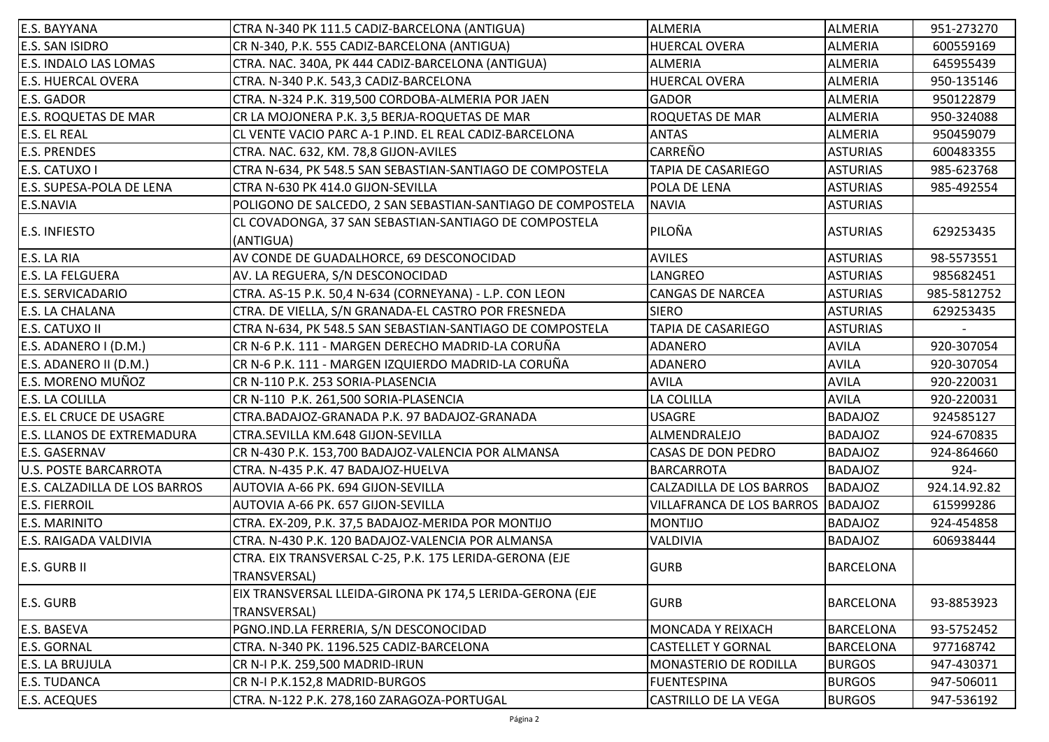| E.S. BAYYANA | CTRA N-340 PK 111.5 CADIZ-BARCELONA (ANTIGUA) | ALMERIA | ALMERIA | 951-273270 |
|---|---|---|---|---|
| E.S. SAN ISIDRO | CR N-340, P.K. 555 CADIZ-BARCELONA (ANTIGUA) | HUERCAL OVERA | ALMERIA | 600559169 |
| E.S. INDALO LAS LOMAS | CTRA. NAC. 340A, PK 444 CADIZ-BARCELONA (ANTIGUA) | ALMERIA | ALMERIA | 645955439 |
| E.S. HUERCAL OVERA | CTRA. N-340 P.K. 543,3 CADIZ-BARCELONA | HUERCAL OVERA | ALMERIA | 950-135146 |
| E.S. GADOR | CTRA. N-324 P.K. 319,500 CORDOBA-ALMERIA POR JAEN | GADOR | ALMERIA | 950122879 |
| E.S. ROQUETAS DE MAR | CR LA MOJONERA P.K. 3,5 BERJA-ROQUETAS DE MAR | ROQUETAS DE MAR | ALMERIA | 950-324088 |
| E.S. EL REAL | CL VENTE VACIO PARC A-1 P.IND. EL REAL CADIZ-BARCELONA | ANTAS | ALMERIA | 950459079 |
| E.S. PRENDES | CTRA. NAC. 632, KM. 78,8 GIJON-AVILES | CARREÑO | ASTURIAS | 600483355 |
| E.S. CATUXO I | CTRA N-634, PK 548.5 SAN SEBASTIAN-SANTIAGO DE COMPOSTELA | TAPIA DE CASARIEGO | ASTURIAS | 985-623768 |
| E.S. SUPESA-POLA DE LENA | CTRA N-630 PK 414.0 GIJON-SEVILLA | POLA DE LENA | ASTURIAS | 985-492554 |
| E.S.NAVIA | POLIGONO DE SALCEDO, 2 SAN SEBASTIAN-SANTIAGO DE COMPOSTELA | NAVIA | ASTURIAS | |
| E.S. INFIESTO | CL COVADONGA, 37 SAN SEBASTIAN-SANTIAGO DE COMPOSTELA (ANTIGUA) | PILOÑA | ASTURIAS | 629253435 |
| E.S. LA RIA | AV CONDE DE GUADALHORCE, 69 DESCONOCIDAD | AVILES | ASTURIAS | 98-5573551 |
| E.S. LA FELGUERA | AV. LA REGUERA, S/N DESCONOCIDAD | LANGREO | ASTURIAS | 985682451 |
| E.S. SERVICADARIO | CTRA. AS-15 P.K. 50,4 N-634 (CORNEYANA) - L.P. CON LEON | CANGAS DE NARCEA | ASTURIAS | 985-5812752 |
| E.S. LA CHALANA | CTRA. DE VIELLA, S/N GRANADA-EL CASTRO POR FRESNEDA | SIERO | ASTURIAS | 629253435 |
| E.S. CATUXO II | CTRA N-634, PK 548.5 SAN SEBASTIAN-SANTIAGO DE COMPOSTELA | TAPIA DE CASARIEGO | ASTURIAS | - |
| E.S. ADANERO I (D.M.) | CR N-6 P.K. 111 - MARGEN DERECHO MADRID-LA CORUÑA | ADANERO | AVILA | 920-307054 |
| E.S. ADANERO II (D.M.) | CR N-6 P.K. 111 - MARGEN IZQUIERDO MADRID-LA CORUÑA | ADANERO | AVILA | 920-307054 |
| E.S. MORENO MUÑOZ | CR N-110 P.K. 253 SORIA-PLASENCIA | AVILA | AVILA | 920-220031 |
| E.S. LA COLILLA | CR N-110 P.K. 261,500 SORIA-PLASENCIA | LA COLILLA | AVILA | 920-220031 |
| E.S. EL CRUCE DE USAGRE | CTRA.BADAJOZ-GRANADA P.K. 97 BADAJOZ-GRANADA | USAGRE | BADAJOZ | 924585127 |
| E.S. LLANOS DE EXTREMADURA | CTRA.SEVILLA KM.648 GIJON-SEVILLA | ALMENDRALEJO | BADAJOZ | 924-670835 |
| E.S. GASERNAV | CR N-430 P.K. 153,700 BADAJOZ-VALENCIA POR ALMANSA | CASAS DE DON PEDRO | BADAJOZ | 924-864660 |
| U.S. POSTE BARCARROTA | CTRA. N-435 P.K. 47 BADAJOZ-HUELVA | BARCARROTA | BADAJOZ | 924- |
| E.S. CALZADILLA DE LOS BARROS | AUTOVIA A-66 PK. 694 GIJON-SEVILLA | CALZADILLA DE LOS BARROS | BADAJOZ | 924.14.92.82 |
| E.S. FIERROIL | AUTOVIA A-66 PK. 657 GIJON-SEVILLA | VILLAFRANCA DE LOS BARROS | BADAJOZ | 615999286 |
| E.S. MARINITO | CTRA. EX-209, P.K. 37,5 BADAJOZ-MERIDA POR MONTIJO | MONTIJO | BADAJOZ | 924-454858 |
| E.S. RAIGADA VALDIVIA | CTRA. N-430 P.K. 120 BADAJOZ-VALENCIA POR ALMANSA | VALDIVIA | BADAJOZ | 606938444 |
| E.S. GURB II | CTRA. EIX TRANSVERSAL C-25, P.K. 175 LERIDA-GERONA (EJE TRANSVERSAL) | GURB | BARCELONA | |
| E.S. GURB | EIX TRANSVERSAL LLEIDA-GIRONA PK 174,5 LERIDA-GERONA (EJE TRANSVERSAL) | GURB | BARCELONA | 93-8853923 |
| E.S. BASEVA | PGNO.IND.LA FERRERIA, S/N DESCONOCIDAD | MONCADA Y REIXACH | BARCELONA | 93-5752452 |
| E.S. GORNAL | CTRA. N-340 PK. 1196.525 CADIZ-BARCELONA | CASTELLET Y GORNAL | BARCELONA | 977168742 |
| E.S. LA BRUJULA | CR N-I P.K. 259,500 MADRID-IRUN | MONASTERIO DE RODILLA | BURGOS | 947-430371 |
| E.S. TUDANCA | CR N-I P.K.152,8 MADRID-BURGOS | FUENTESPINA | BURGOS | 947-506011 |
| E.S. ACEQUES | CTRA. N-122 P.K. 278,160 ZARAGOZA-PORTUGAL | CASTRILLO DE LA VEGA | BURGOS | 947-536192 |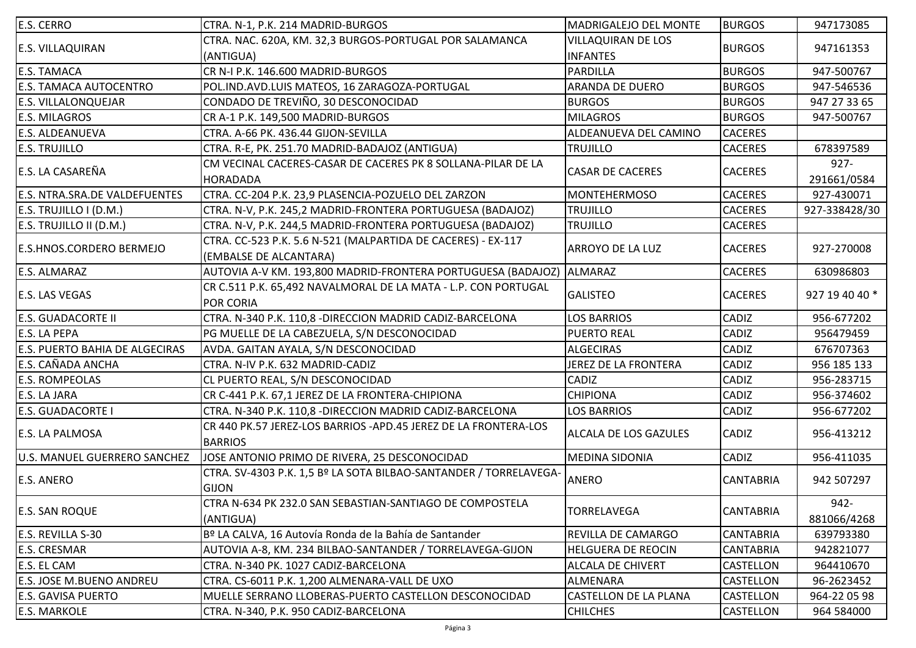| | | | | |
|---|---|---|---|---|
| E.S. CERRO | CTRA. N-1, P.K. 214 MADRID-BURGOS | MADRIGALEJO DEL MONTE | BURGOS | 947173085 |
| E.S. VILLAQUIRAN | CTRA. NAC. 620A, KM. 32,3 BURGOS-PORTUGAL POR SALAMANCA (ANTIGUA) | VILLAQUIRAN DE LOS INFANTES | BURGOS | 947161353 |
| E.S. TAMACA | CR N-I P.K. 146.600 MADRID-BURGOS | PARDILLA | BURGOS | 947-500767 |
| E.S. TAMACA AUTOCENTRO | POL.IND.AVD.LUIS MATEOS, 16 ZARAGOZA-PORTUGAL | ARANDA DE DUERO | BURGOS | 947-546536 |
| E.S. VILLALONQUEJAR | CONDADO DE TREVIÑO, 30 DESCONOCIDAD | BURGOS | BURGOS | 947 27 33 65 |
| E.S. MILAGROS | CR A-1 P.K. 149,500 MADRID-BURGOS | MILAGROS | BURGOS | 947-500767 |
| E.S. ALDEANUEVA | CTRA. A-66 PK. 436.44 GIJON-SEVILLA | ALDEANUEVA DEL CAMINO | CACERES | |
| E.S. TRUJILLO | CTRA. R-E, PK. 251.70 MADRID-BADAJOZ (ANTIGUA) | TRUJILLO | CACERES | 678397589 |
| E.S. LA CASAREÑA | CM VECINAL CACERES-CASAR DE CACERES PK 8 SOLLANA-PILAR DE LA HORADADA | CASAR DE CACERES | CACERES | 927-291661/0584 |
| E.S. NTRA.SRA.DE VALDEFUENTES | CTRA. CC-204 P.K. 23,9 PLASENCIA-POZUELO DEL ZARZON | MONTEHERMOSO | CACERES | 927-430071 |
| E.S. TRUJILLO I (D.M.) | CTRA. N-V, P.K. 245,2 MADRID-FRONTERA PORTUGUESA (BADAJOZ) | TRUJILLO | CACERES | 927-338428/30 |
| E.S. TRUJILLO II (D.M.) | CTRA. N-V, P.K. 244,5 MADRID-FRONTERA PORTUGUESA (BADAJOZ) | TRUJILLO | CACERES | |
| E.S.HNOS.CORDERO BERMEJO | CTRA. CC-523 P.K. 5.6 N-521 (MALPARTIDA DE CACERES) - EX-117 (EMBALSE DE ALCANTARA) | ARROYO DE LA LUZ | CACERES | 927-270008 |
| E.S. ALMARAZ | AUTOVIA A-V KM. 193,800 MADRID-FRONTERA PORTUGUESA (BADAJOZ) | ALMARAZ | CACERES | 630986803 |
| E.S. LAS VEGAS | CR C.511 P.K. 65,492 NAVALMORAL DE LA MATA - L.P. CON PORTUGAL POR CORIA | GALISTEO | CACERES | 927 19 40 40 * |
| E.S. GUADACORTE II | CTRA. N-340 P.K. 110,8 -DIRECCION MADRID CADIZ-BARCELONA | LOS BARRIOS | CADIZ | 956-677202 |
| E.S. LA PEPA | PG MUELLE DE LA CABEZUELA, S/N DESCONOCIDAD | PUERTO REAL | CADIZ | 956479459 |
| E.S. PUERTO BAHIA DE ALGECIRAS | AVDA. GAITAN AYALA, S/N DESCONOCIDAD | ALGECIRAS | CADIZ | 676707363 |
| E.S. CAÑADA ANCHA | CTRA. N-IV P.K. 632 MADRID-CADIZ | JEREZ DE LA FRONTERA | CADIZ | 956 185 133 |
| E.S. ROMPEOLAS | CL PUERTO REAL, S/N DESCONOCIDAD | CADIZ | CADIZ | 956-283715 |
| E.S. LA JARA | CR C-441 P.K. 67,1 JEREZ DE LA FRONTERA-CHIPIONA | CHIPIONA | CADIZ | 956-374602 |
| E.S. GUADACORTE I | CTRA. N-340 P.K. 110,8 -DIRECCION MADRID CADIZ-BARCELONA | LOS BARRIOS | CADIZ | 956-677202 |
| E.S. LA PALMOSA | CR 440 PK.57 JEREZ-LOS BARRIOS -APD.45 JEREZ DE LA FRONTERA-LOS BARRIOS | ALCALA DE LOS GAZULES | CADIZ | 956-413212 |
| U.S. MANUEL GUERRERO SANCHEZ | JOSE ANTONIO PRIMO DE RIVERA, 25 DESCONOCIDAD | MEDINA SIDONIA | CADIZ | 956-411035 |
| E.S. ANERO | CTRA. SV-4303 P.K. 1,5 Bº LA SOTA BILBAO-SANTANDER / TORRELAVEGA-GIJON | ANERO | CANTABRIA | 942 507297 |
| E.S. SAN ROQUE | CTRA N-634 PK 232.0 SAN SEBASTIAN-SANTIAGO DE COMPOSTELA (ANTIGUA) | TORRELAVEGA | CANTABRIA | 942-881066/4268 |
| E.S. REVILLA S-30 | Bº LA CALVA, 16 Autovía Ronda de la Bahía de Santander | REVILLA DE CAMARGO | CANTABRIA | 639793380 |
| E.S. CRESMAR | AUTOVIA A-8, KM. 234 BILBAO-SANTANDER / TORRELAVEGA-GIJON | HELGUERA DE REOCIN | CANTABRIA | 942821077 |
| E.S. EL CAM | CTRA. N-340 PK. 1027 CADIZ-BARCELONA | ALCALA DE CHIVERT | CASTELLON | 964410670 |
| E.S. JOSE M.BUENO ANDREU | CTRA. CS-6011 P.K. 1,200 ALMENARA-VALL DE UXO | ALMENARA | CASTELLON | 96-2623452 |
| E.S. GAVISA PUERTO | MUELLE SERRANO LLOBERAS-PUERTO CASTELLON DESCONOCIDAD | CASTELLON DE LA PLANA | CASTELLON | 964-22 05 98 |
| E.S. MARKOLE | CTRA. N-340, P.K. 950 CADIZ-BARCELONA | CHILCHES | CASTELLON | 964 584000 |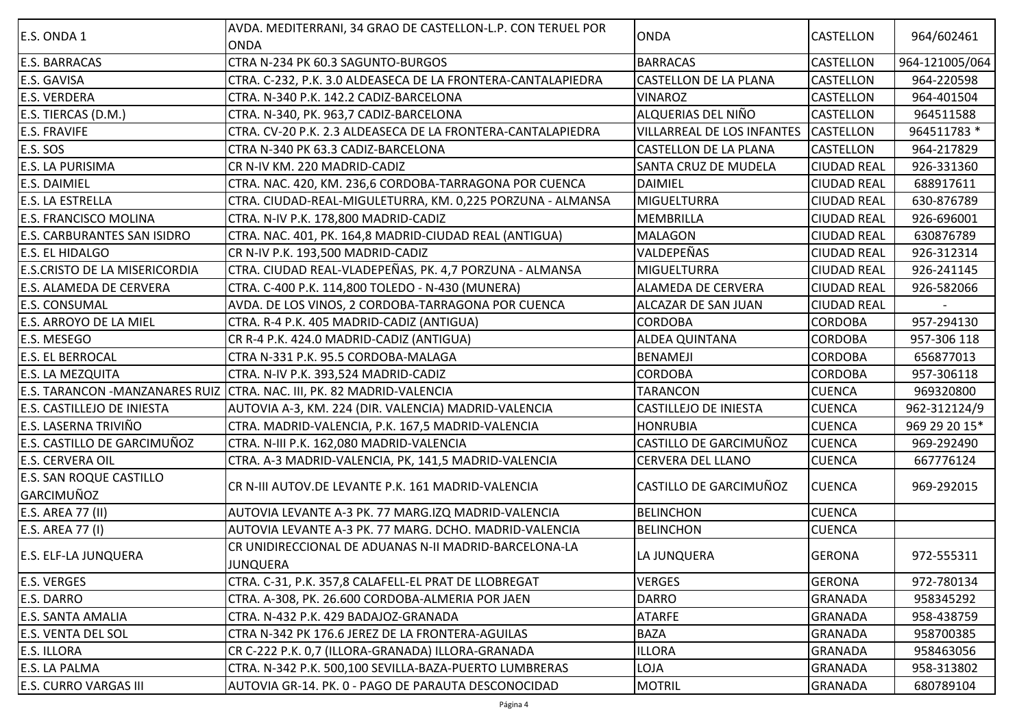| | | | | |
|---|---|---|---|---|
| E.S. ONDA 1 | AVDA. MEDITERRANI, 34 GRAO DE CASTELLON-L.P. CON TERUEL POR ONDA | ONDA | CASTELLON | 964/602461 |
| E.S. BARRACAS | CTRA N-234 PK 60.3 SAGUNTO-BURGOS | BARRACAS | CASTELLON | 964-121005/064 |
| E.S. GAVISA | CTRA. C-232, P.K. 3.0 ALDEASECA DE LA FRONTERA-CANTALAPIEDRA | CASTELLON DE LA PLANA | CASTELLON | 964-220598 |
| E.S. VERDERA | CTRA. N-340 P.K. 142.2 CADIZ-BARCELONA | VINAROZ | CASTELLON | 964-401504 |
| E.S. TIERCAS (D.M.) | CTRA. N-340, PK. 963,7 CADIZ-BARCELONA | ALQUERIAS DEL NIÑO | CASTELLON | 964511588 |
| E.S. FRAVIFE | CTRA. CV-20 P.K. 2.3 ALDEASECA DE LA FRONTERA-CANTALAPIEDRA | VILLARREAL DE LOS INFANTES | CASTELLON | 964511783 * |
| E.S. SOS | CTRA N-340 PK 63.3 CADIZ-BARCELONA | CASTELLON DE LA PLANA | CASTELLON | 964-217829 |
| E.S. LA PURISIMA | CR N-IV KM. 220 MADRID-CADIZ | SANTA CRUZ DE MUDELA | CIUDAD REAL | 926-331360 |
| E.S. DAIMIEL | CTRA. NAC. 420, KM. 236,6 CORDOBA-TARRAGONA POR CUENCA | DAIMIEL | CIUDAD REAL | 688917611 |
| E.S. LA ESTRELLA | CTRA. CIUDAD-REAL-MIGULETURRA, KM. 0,225 PORZUNA - ALMANSA | MIGUELTURRA | CIUDAD REAL | 630-876789 |
| E.S. FRANCISCO MOLINA | CTRA. N-IV P.K. 178,800 MADRID-CADIZ | MEMBRILLA | CIUDAD REAL | 926-696001 |
| E.S. CARBURANTES SAN ISIDRO | CTRA. NAC. 401, PK. 164,8 MADRID-CIUDAD REAL (ANTIGUA) | MALAGON | CIUDAD REAL | 630876789 |
| E.S. EL HIDALGO | CR N-IV P.K. 193,500 MADRID-CADIZ | VALDEPEÑAS | CIUDAD REAL | 926-312314 |
| E.S.CRISTO DE LA MISERICORDIA | CTRA. CIUDAD REAL-VLADEPEÑAS, PK. 4,7 PORZUNA - ALMANSA | MIGUELTURRA | CIUDAD REAL | 926-241145 |
| E.S. ALAMEDA DE CERVERA | CTRA. C-400 P.K. 114,800 TOLEDO - N-430 (MUNERA) | ALAMEDA DE CERVERA | CIUDAD REAL | 926-582066 |
| E.S. CONSUMAL | AVDA. DE LOS VINOS, 2 CORDOBA-TARRAGONA POR CUENCA | ALCAZAR DE SAN JUAN | CIUDAD REAL | - |
| E.S. ARROYO DE LA MIEL | CTRA. R-4 P.K. 405 MADRID-CADIZ (ANTIGUA) | CORDOBA | CORDOBA | 957-294130 |
| E.S. MESEGO | CR R-4 P.K. 424.0 MADRID-CADIZ (ANTIGUA) | ALDEA QUINTANA | CORDOBA | 957-306 118 |
| E.S. EL BERROCAL | CTRA N-331 P.K. 95.5 CORDOBA-MALAGA | BENAMEJI | CORDOBA | 656877013 |
| E.S. LA MEZQUITA | CTRA. N-IV P.K. 393,524 MADRID-CADIZ | CORDOBA | CORDOBA | 957-306118 |
| E.S. TARANCON -MANZANARES RUIZ | CTRA. NAC. III, PK. 82 MADRID-VALENCIA | TARANCON | CUENCA | 969320800 |
| E.S. CASTILLEJO DE INIESTA | AUTOVIA A-3, KM. 224 (DIR. VALENCIA) MADRID-VALENCIA | CASTILLEJO DE INIESTA | CUENCA | 962-312124/9 |
| E.S. LASERNA TRIVIÑO | CTRA. MADRID-VALENCIA, P.K. 167,5 MADRID-VALENCIA | HONRUBIA | CUENCA | 969 29 20 15* |
| E.S. CASTILLO DE GARCIMUÑOZ | CTRA. N-III P.K. 162,080 MADRID-VALENCIA | CASTILLO DE GARCIMUÑOZ | CUENCA | 969-292490 |
| E.S. CERVERA OIL | CTRA. A-3 MADRID-VALENCIA, PK, 141,5 MADRID-VALENCIA | CERVERA DEL LLANO | CUENCA | 667776124 |
| E.S. SAN ROQUE CASTILLO GARCIMUÑOZ | CR N-III AUTOV.DE LEVANTE P.K. 161 MADRID-VALENCIA | CASTILLO DE GARCIMUÑOZ | CUENCA | 969-292015 |
| E.S. AREA 77 (II) | AUTOVIA LEVANTE A-3 PK. 77 MARG.IZQ MADRID-VALENCIA | BELINCHON | CUENCA | |
| E.S. AREA 77 (I) | AUTOVIA LEVANTE A-3 PK. 77 MARG. DCHO. MADRID-VALENCIA | BELINCHON | CUENCA | |
| E.S. ELF-LA JUNQUERA | CR UNIDIRECCIONAL DE ADUANAS N-II MADRID-BARCELONA-LA JUNQUERA | LA JUNQUERA | GERONA | 972-555311 |
| E.S. VERGES | CTRA. C-31, P.K. 357,8 CALAFELL-EL PRAT DE LLOBREGAT | VERGES | GERONA | 972-780134 |
| E.S. DARRO | CTRA. A-308, PK. 26.600 CORDOBA-ALMERIA POR JAEN | DARRO | GRANADA | 958345292 |
| E.S. SANTA AMALIA | CTRA. N-432 P.K. 429 BADAJOZ-GRANADA | ATARFE | GRANADA | 958-438759 |
| E.S. VENTA DEL SOL | CTRA N-342 PK 176.6 JEREZ DE LA FRONTERA-AGUILAS | BAZA | GRANADA | 958700385 |
| E.S. ILLORA | CR C-222 P.K. 0,7 (ILLORA-GRANADA) ILLORA-GRANADA | ILLORA | GRANADA | 958463056 |
| E.S. LA PALMA | CTRA. N-342 P.K. 500,100 SEVILLA-BAZA-PUERTO LUMBRERAS | LOJA | GRANADA | 958-313802 |
| E.S. CURRO VARGAS III | AUTOVIA GR-14. PK. 0 - PAGO DE PARAUTA DESCONOCIDAD | MOTRIL | GRANADA | 680789104 |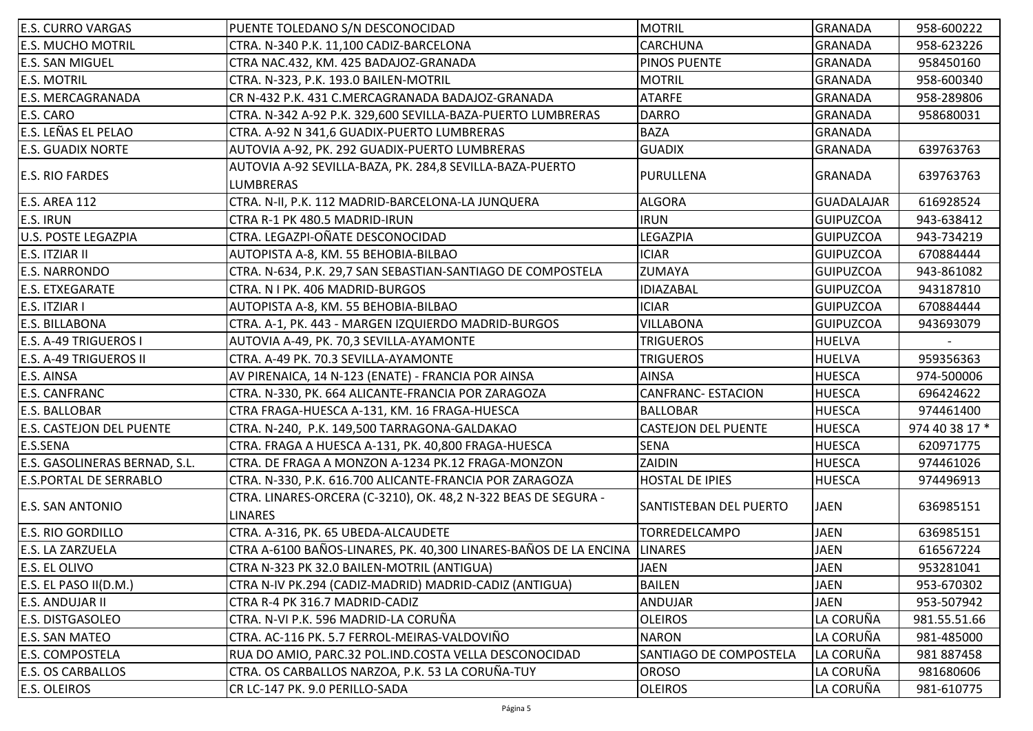| | | | | |
|---|---|---|---|---|
| E.S. CURRO VARGAS | PUENTE TOLEDANO S/N DESCONOCIDAD | MOTRIL | GRANADA | 958-600222 |
| E.S. MUCHO MOTRIL | CTRA. N-340 P.K. 11,100 CADIZ-BARCELONA | CARCHUNA | GRANADA | 958-623226 |
| E.S. SAN MIGUEL | CTRA NAC.432, KM. 425 BADAJOZ-GRANADA | PINOS PUENTE | GRANADA | 958450160 |
| E.S. MOTRIL | CTRA. N-323, P.K. 193.0 BAILEN-MOTRIL | MOTRIL | GRANADA | 958-600340 |
| E.S. MERCAGRANADA | CR N-432 P.K. 431 C.MERCAGRANADA BADAJOZ-GRANADA | ATARFE | GRANADA | 958-289806 |
| E.S. CARO | CTRA. N-342 A-92 P.K. 329,600 SEVILLA-BAZA-PUERTO LUMBRERAS | DARRO | GRANADA | 958680031 |
| E.S. LEÑAS EL PELAO | CTRA. A-92 N 341,6 GUADIX-PUERTO LUMBRERAS | BAZA | GRANADA | |
| E.S. GUADIX NORTE | AUTOVIA A-92, PK. 292 GUADIX-PUERTO LUMBRERAS | GUADIX | GRANADA | 639763763 |
| E.S. RIO FARDES | AUTOVIA A-92 SEVILLA-BAZA, PK. 284,8 SEVILLA-BAZA-PUERTO LUMBRERAS | PURULLENA | GRANADA | 639763763 |
| E.S. AREA 112 | CTRA. N-II, P.K. 112 MADRID-BARCELONA-LA JUNQUERA | ALGORA | GUADALAJAR | 616928524 |
| E.S. IRUN | CTRA R-1 PK 480.5 MADRID-IRUN | IRUN | GUIPUZCOA | 943-638412 |
| U.S. POSTE LEGAZPIA | CTRA. LEGAZPI-OÑATE DESCONOCIDAD | LEGAZPIA | GUIPUZCOA | 943-734219 |
| E.S. ITZIAR II | AUTOPISTA A-8, KM. 55 BEHOBIA-BILBAO | ICIAR | GUIPUZCOA | 670884444 |
| E.S. NARRONDO | CTRA. N-634, P.K. 29,7 SAN SEBASTIAN-SANTIAGO DE COMPOSTELA | ZUMAYA | GUIPUZCOA | 943-861082 |
| E.S. ETXEGARATE | CTRA. N I PK. 406 MADRID-BURGOS | IDIAZABAL | GUIPUZCOA | 943187810 |
| E.S. ITZIAR I | AUTOPISTA A-8, KM. 55 BEHOBIA-BILBAO | ICIAR | GUIPUZCOA | 670884444 |
| E.S. BILLABONA | CTRA. A-1, PK. 443 - MARGEN IZQUIERDO MADRID-BURGOS | VILLABONA | GUIPUZCOA | 943693079 |
| E.S. A-49 TRIGUEROS I | AUTOVIA A-49, PK. 70,3 SEVILLA-AYAMONTE | TRIGUEROS | HUELVA | - |
| E.S. A-49 TRIGUEROS II | CTRA. A-49 PK. 70.3 SEVILLA-AYAMONTE | TRIGUEROS | HUELVA | 959356363 |
| E.S. AINSA | AV PIRENAICA, 14 N-123 (ENATE) - FRANCIA POR AINSA | AINSA | HUESCA | 974-500006 |
| E.S. CANFRANC | CTRA. N-330, PK. 664 ALICANTE-FRANCIA POR ZARAGOZA | CANFRANC- ESTACION | HUESCA | 696424622 |
| E.S. BALLOBAR | CTRA FRAGA-HUESCA A-131, KM. 16 FRAGA-HUESCA | BALLOBAR | HUESCA | 974461400 |
| E.S. CASTEJON DEL PUENTE | CTRA. N-240, P.K. 149,500 TARRAGONA-GALDAKAO | CASTEJON DEL PUENTE | HUESCA | 974 40 38 17 * |
| E.S.SENA | CTRA. FRAGA A HUESCA A-131, PK. 40,800 FRAGA-HUESCA | SENA | HUESCA | 620971775 |
| E.S. GASOLINERAS BERNAD, S.L. | CTRA. DE FRAGA A MONZON A-1234 PK.12 FRAGA-MONZON | ZAIDIN | HUESCA | 974461026 |
| E.S.PORTAL DE SERRABLO | CTRA. N-330, P.K. 616.700 ALICANTE-FRANCIA POR ZARAGOZA | HOSTAL DE IPIES | HUESCA | 974496913 |
| E.S. SAN ANTONIO | CTRA. LINARES-ORCERA (C-3210), OK. 48,2 N-322 BEAS DE SEGURA - LINARES | SANTISTEBAN DEL PUERTO | JAEN | 636985151 |
| E.S. RIO GORDILLO | CTRA. A-316, PK. 65 UBEDA-ALCAUDETE | TORREDELCAMPO | JAEN | 636985151 |
| E.S. LA ZARZUELA | CTRA A-6100 BAÑOS-LINARES, PK. 40,300 LINARES-BAÑOS DE LA ENCINA | LINARES | JAEN | 616567224 |
| E.S. EL OLIVO | CTRA N-323 PK 32.0 BAILEN-MOTRIL (ANTIGUA) | JAEN | JAEN | 953281041 |
| E.S. EL PASO II(D.M.) | CTRA N-IV PK.294 (CADIZ-MADRID) MADRID-CADIZ (ANTIGUA) | BAILEN | JAEN | 953-670302 |
| E.S. ANDUJAR II | CTRA R-4 PK 316.7 MADRID-CADIZ | ANDUJAR | JAEN | 953-507942 |
| E.S. DISTGASOLEO | CTRA. N-VI P.K. 596 MADRID-LA CORUÑA | OLEIROS | LA CORUÑA | 981.55.51.66 |
| E.S. SAN MATEO | CTRA. AC-116 PK. 5.7 FERROL-MEIRAS-VALDOVIÑO | NARON | LA CORUÑA | 981-485000 |
| E.S. COMPOSTELA | RUA DO AMIO, PARC.32 POL.IND.COSTA VELLA DESCONOCIDAD | SANTIAGO DE COMPOSTELA | LA CORUÑA | 981 887458 |
| E.S. OS CARBALLOS | CTRA. OS CARBALLOS NARZOA, P.K. 53 LA CORUÑA-TUY | OROSO | LA CORUÑA | 981680606 |
| E.S. OLEIROS | CR LC-147 PK. 9.0 PERILLO-SADA | OLEIROS | LA CORUÑA | 981-610775 |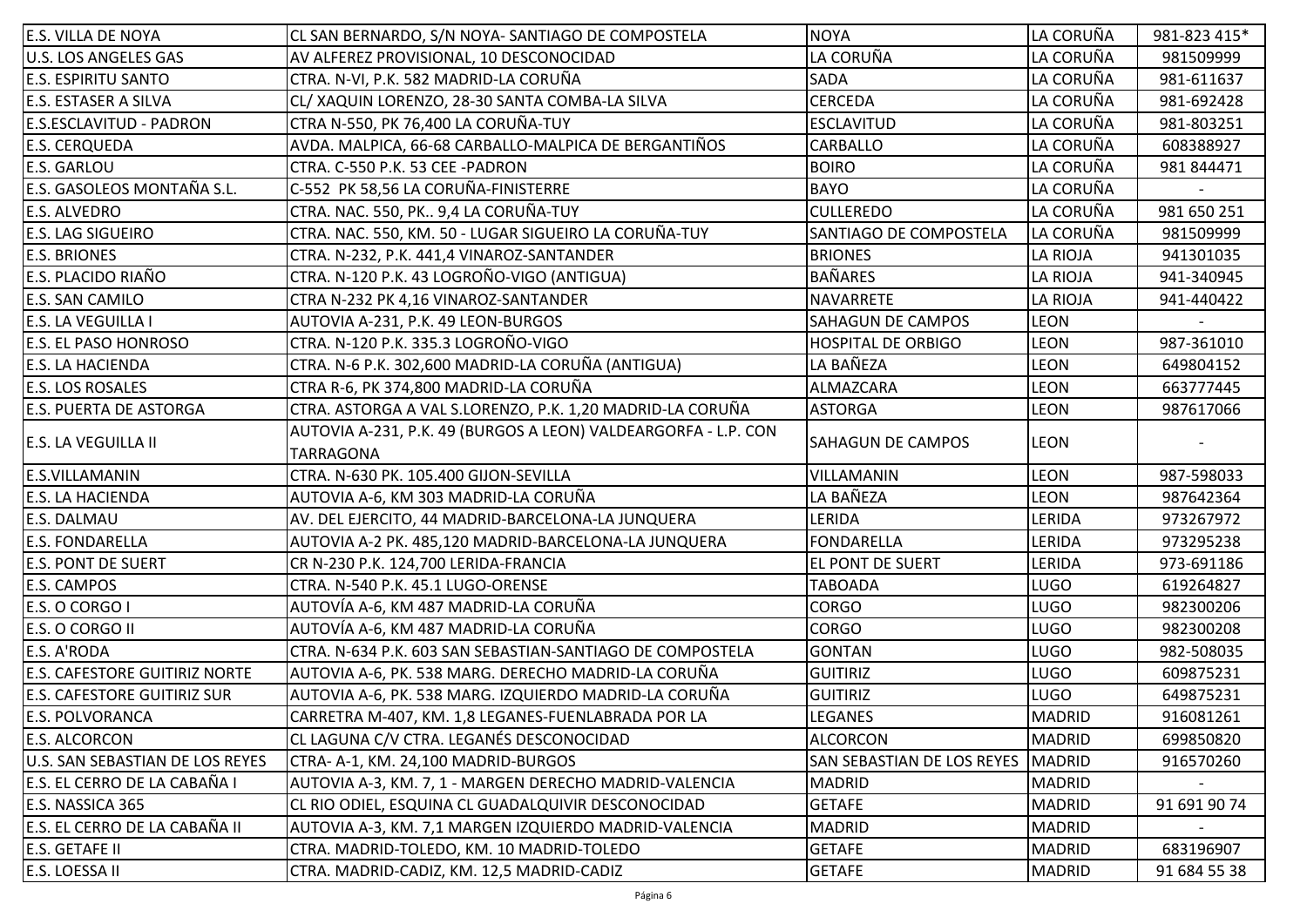| | | | | |
|---|---|---|---|---|
| E.S. VILLA DE NOYA | CL SAN BERNARDO, S/N NOYA- SANTIAGO DE COMPOSTELA | NOYA | LA CORUÑA | 981-823 415* |
| U.S. LOS ANGELES GAS | AV ALFEREZ PROVISIONAL, 10 DESCONOCIDAD | LA CORUÑA | LA CORUÑA | 981509999 |
| E.S. ESPIRITU SANTO | CTRA. N-VI, P.K. 582 MADRID-LA CORUÑA | SADA | LA CORUÑA | 981-611637 |
| E.S. ESTASER A SILVA | CL/ XAQUIN LORENZO, 28-30 SANTA COMBA-LA SILVA | CERCEDA | LA CORUÑA | 981-692428 |
| E.S.ESCLAVITUD - PADRON | CTRA N-550, PK 76,400 LA CORUÑA-TUY | ESCLAVITUD | LA CORUÑA | 981-803251 |
| E.S. CERQUEDA | AVDA. MALPICA, 66-68 CARBALLO-MALPICA DE BERGANTIÑOS | CARBALLO | LA CORUÑA | 608388927 |
| E.S. GARLOU | CTRA. C-550 P.K. 53 CEE -PADRON | BOIRO | LA CORUÑA | 981 844471 |
| E.S. GASOLEOS MONTAÑA S.L. | C-552 PK 58,56 LA CORUÑA-FINISTERRE | BAYO | LA CORUÑA | - |
| E.S. ALVEDRO | CTRA. NAC. 550, PK.. 9,4 LA CORUÑA-TUY | CULLEREDO | LA CORUÑA | 981 650 251 |
| E.S. LAG SIGUEIRO | CTRA. NAC. 550, KM. 50 - LUGAR SIGUEIRO LA CORUÑA-TUY | SANTIAGO DE COMPOSTELA | LA CORUÑA | 981509999 |
| E.S. BRIONES | CTRA. N-232, P.K. 441,4 VINAROZ-SANTANDER | BRIONES | LA RIOJA | 941301035 |
| E.S. PLACIDO RIAÑO | CTRA. N-120 P.K. 43 LOGROÑO-VIGO (ANTIGUA) | BAÑARES | LA RIOJA | 941-340945 |
| E.S. SAN CAMILO | CTRA N-232 PK 4,16 VINAROZ-SANTANDER | NAVARRETE | LA RIOJA | 941-440422 |
| E.S. LA VEGUILLA I | AUTOVIA A-231, P.K. 49 LEON-BURGOS | SAHAGUN DE CAMPOS | LEON | - |
| E.S. EL PASO HONROSO | CTRA. N-120 P.K. 335.3 LOGROÑO-VIGO | HOSPITAL DE ORBIGO | LEON | 987-361010 |
| E.S. LA HACIENDA | CTRA. N-6 P.K. 302,600 MADRID-LA CORUÑA (ANTIGUA) | LA BAÑEZA | LEON | 649804152 |
| E.S. LOS ROSALES | CTRA R-6, PK 374,800 MADRID-LA CORUÑA | ALMAZCARA | LEON | 663777445 |
| E.S. PUERTA DE ASTORGA | CTRA. ASTORGA A VAL S.LORENZO, P.K. 1,20 MADRID-LA CORUÑA | ASTORGA | LEON | 987617066 |
| E.S. LA VEGUILLA II | AUTOVIA A-231, P.K. 49 (BURGOS A LEON) VALDEARGORFA - L.P. CON TARRAGONA | SAHAGUN DE CAMPOS | LEON | - |
| E.S.VILLAMANIN | CTRA. N-630 PK. 105.400 GIJON-SEVILLA | VILLAMANIN | LEON | 987-598033 |
| E.S. LA HACIENDA | AUTOVIA A-6, KM 303 MADRID-LA CORUÑA | LA BAÑEZA | LEON | 987642364 |
| E.S. DALMAU | AV. DEL EJERCITO, 44 MADRID-BARCELONA-LA JUNQUERA | LERIDA | LERIDA | 973267972 |
| E.S. FONDARELLA | AUTOVIA A-2 PK. 485,120 MADRID-BARCELONA-LA JUNQUERA | FONDARELLA | LERIDA | 973295238 |
| E.S. PONT DE SUERT | CR N-230 P.K. 124,700 LERIDA-FRANCIA | EL PONT DE SUERT | LERIDA | 973-691186 |
| E.S. CAMPOS | CTRA. N-540 P.K. 45.1 LUGO-ORENSE | TABOADA | LUGO | 619264827 |
| E.S. O CORGO I | AUTOVÍA A-6, KM 487 MADRID-LA CORUÑA | CORGO | LUGO | 982300206 |
| E.S. O CORGO II | AUTOVÍA A-6, KM 487 MADRID-LA CORUÑA | CORGO | LUGO | 982300208 |
| E.S. A'RODA | CTRA. N-634 P.K. 603 SAN SEBASTIAN-SANTIAGO DE COMPOSTELA | GONTAN | LUGO | 982-508035 |
| E.S. CAFESTORE GUITIRIZ NORTE | AUTOVIA A-6, PK. 538 MARG. DERECHO MADRID-LA CORUÑA | GUITIRIZ | LUGO | 609875231 |
| E.S. CAFESTORE GUITIRIZ SUR | AUTOVIA A-6, PK. 538 MARG. IZQUIERDO MADRID-LA CORUÑA | GUITIRIZ | LUGO | 649875231 |
| E.S. POLVORANCA | CARRETRA M-407, KM. 1,8 LEGANES-FUENLABRADA POR LA | LEGANES | MADRID | 916081261 |
| E.S. ALCORCON | CL LAGUNA C/V CTRA. LEGANÉS DESCONOCIDAD | ALCORCON | MADRID | 699850820 |
| U.S. SAN SEBASTIAN DE LOS REYES | CTRA- A-1, KM. 24,100 MADRID-BURGOS | SAN SEBASTIAN DE LOS REYES | MADRID | 916570260 |
| E.S. EL CERRO DE LA CABAÑA I | AUTOVIA A-3, KM. 7, 1 - MARGEN DERECHO MADRID-VALENCIA | MADRID | MADRID | - |
| E.S. NASSICA 365 | CL RIO ODIEL, ESQUINA CL GUADALQUIVIR DESCONOCIDAD | GETAFE | MADRID | 91 691 90 74 |
| E.S. EL CERRO DE LA CABAÑA II | AUTOVIA A-3, KM. 7,1 MARGEN IZQUIERDO MADRID-VALENCIA | MADRID | MADRID | - |
| E.S. GETAFE II | CTRA. MADRID-TOLEDO, KM. 10 MADRID-TOLEDO | GETAFE | MADRID | 683196907 |
| E.S. LOESSA II | CTRA. MADRID-CADIZ, KM. 12,5 MADRID-CADIZ | GETAFE | MADRID | 91 684 55 38 |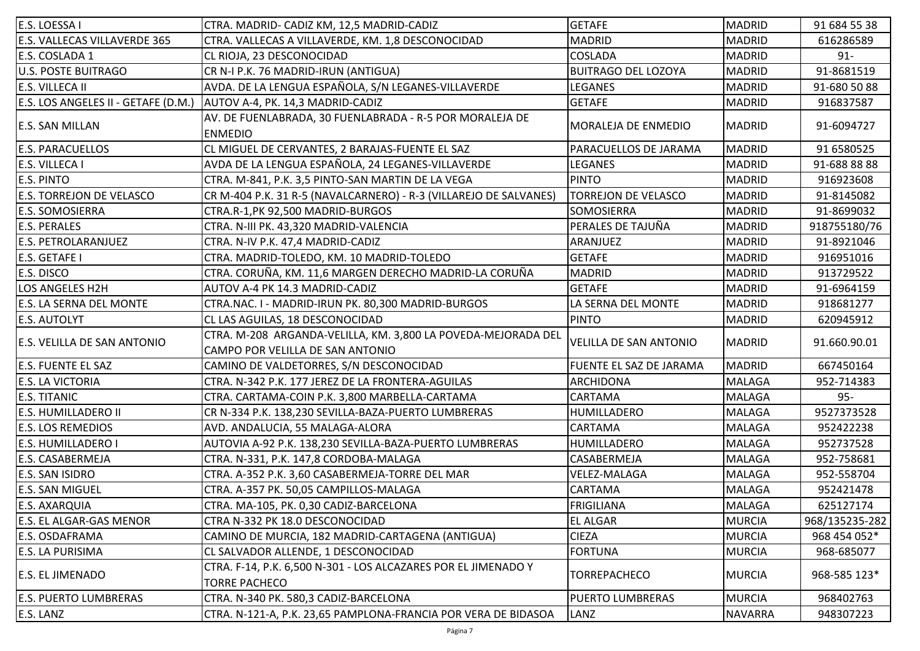| | | | | |
|---|---|---|---|---|
| E.S. LOESSA I | CTRA. MADRID- CADIZ KM, 12,5 MADRID-CADIZ | GETAFE | MADRID | 91 684 55 38 |
| E.S. VALLECAS VILLAVERDE 365 | CTRA. VALLECAS A VILLAVERDE, KM. 1,8 DESCONOCIDAD | MADRID | MADRID | 616286589 |
| E.S. COSLADA 1 | CL RIOJA, 23 DESCONOCIDAD | COSLADA | MADRID | 91- |
| U.S. POSTE BUITRAGO | CR N-I P.K. 76 MADRID-IRUN (ANTIGUA) | BUITRAGO DEL LOZOYA | MADRID | 91-8681519 |
| E.S. VILLECA II | AVDA. DE LA LENGUA ESPAÑOLA, S/N LEGANES-VILLAVERDE | LEGANES | MADRID | 91-680 50 88 |
| E.S. LOS ANGELES II - GETAFE (D.M.) | AUTOV A-4, PK. 14,3 MADRID-CADIZ | GETAFE | MADRID | 916837587 |
| E.S. SAN MILLAN | AV. DE FUENLABRADA, 30 FUENLABRADA - R-5 POR MORALEJA DE ENMEDIO | MORALEJA DE ENMEDIO | MADRID | 91-6094727 |
| E.S. PARACUELLOS | CL MIGUEL DE CERVANTES, 2 BARAJAS-FUENTE EL SAZ | PARACUELLOS DE JARAMA | MADRID | 91 6580525 |
| E.S. VILLECA I | AVDA DE LA LENGUA ESPAÑOLA, 24 LEGANES-VILLAVERDE | LEGANES | MADRID | 91-688 88 88 |
| E.S. PINTO | CTRA. M-841, P.K. 3,5 PINTO-SAN MARTIN DE LA VEGA | PINTO | MADRID | 916923608 |
| E.S. TORREJON DE VELASCO | CR M-404 P.K. 31 R-5 (NAVALCARNERO) - R-3 (VILLAREJO DE SALVANES) | TORREJON DE VELASCO | MADRID | 91-8145082 |
| E.S. SOMOSIERRA | CTRA.R-1,PK 92,500 MADRID-BURGOS | SOMOSIERRA | MADRID | 91-8699032 |
| E.S. PERALES | CTRA. N-III PK. 43,320 MADRID-VALENCIA | PERALES DE TAJUÑA | MADRID | 918755180/76 |
| E.S. PETROLARANJUEZ | CTRA. N-IV P.K. 47,4 MADRID-CADIZ | ARANJUEZ | MADRID | 91-8921046 |
| E.S. GETAFE I | CTRA. MADRID-TOLEDO, KM. 10 MADRID-TOLEDO | GETAFE | MADRID | 916951016 |
| E.S. DISCO | CTRA. CORUÑA, KM. 11,6 MARGEN DERECHO MADRID-LA CORUÑA | MADRID | MADRID | 913729522 |
| LOS ANGELES H2H | AUTOV A-4 PK 14.3 MADRID-CADIZ | GETAFE | MADRID | 91-6964159 |
| E.S. LA SERNA DEL MONTE | CTRA.NAC. I - MADRID-IRUN PK. 80,300 MADRID-BURGOS | LA SERNA DEL MONTE | MADRID | 918681277 |
| E.S. AUTOLYT | CL LAS AGUILAS, 18 DESCONOCIDAD | PINTO | MADRID | 620945912 |
| E.S. VELILLA DE SAN ANTONIO | CTRA. M-208 ARGANDA-VELILLA, KM. 3,800 LA POVEDA-MEJORADA DEL CAMPO POR VELILLA DE SAN ANTONIO | VELILLA DE SAN ANTONIO | MADRID | 91.660.90.01 |
| E.S. FUENTE EL SAZ | CAMINO DE VALDETORRES, S/N DESCONOCIDAD | FUENTE EL SAZ DE JARAMA | MADRID | 667450164 |
| E.S. LA VICTORIA | CTRA. N-342 P.K. 177 JEREZ DE LA FRONTERA-AGUILAS | ARCHIDONA | MALAGA | 952-714383 |
| E.S. TITANIC | CTRA. CARTAMA-COIN P.K. 3,800 MARBELLA-CARTAMA | CARTAMA | MALAGA | 95- |
| E.S. HUMILLADERO II | CR N-334 P.K. 138,230 SEVILLA-BAZA-PUERTO LUMBRERAS | HUMILLADERO | MALAGA | 9527373528 |
| E.S. LOS REMEDIOS | AVD. ANDALUCIA, 55 MALAGA-ALORA | CARTAMA | MALAGA | 952422238 |
| E.S. HUMILLADERO I | AUTOVIA A-92 P.K. 138,230 SEVILLA-BAZA-PUERTO LUMBRERAS | HUMILLADERO | MALAGA | 952737528 |
| E.S. CASABERMEJA | CTRA. N-331, P.K. 147,8 CORDOBA-MALAGA | CASABERMEJA | MALAGA | 952-758681 |
| E.S. SAN ISIDRO | CTRA. A-352 P.K. 3,60 CASABERMEJA-TORRE DEL MAR | VELEZ-MALAGA | MALAGA | 952-558704 |
| E.S. SAN MIGUEL | CTRA. A-357 PK. 50,05 CAMPILLOS-MALAGA | CARTAMA | MALAGA | 952421478 |
| E.S. AXARQUIA | CTRA. MA-105, PK. 0,30 CADIZ-BARCELONA | FRIGILIANA | MALAGA | 625127174 |
| E.S. EL ALGAR-GAS MENOR | CTRA N-332 PK 18.0 DESCONOCIDAD | EL ALGAR | MURCIA | 968/135235-282 |
| E.S. OSDAFRAMA | CAMINO DE MURCIA, 182 MADRID-CARTAGENA (ANTIGUA) | CIEZA | MURCIA | 968 454 052* |
| E.S. LA PURISIMA | CL SALVADOR ALLENDE, 1 DESCONOCIDAD | FORTUNA | MURCIA | 968-685077 |
| E.S. EL JIMENADO | CTRA. F-14, P.K. 6,500 N-301 - LOS ALCAZARES POR EL JIMENADO Y TORRE PACHECO | TORREPACHECO | MURCIA | 968-585 123* |
| E.S. PUERTO LUMBRERAS | CTRA. N-340 PK. 580,3 CADIZ-BARCELONA | PUERTO LUMBRERAS | MURCIA | 968402763 |
| E.S. LANZ | CTRA. N-121-A, P.K. 23,65 PAMPLONA-FRANCIA POR VERA DE BIDASOA | LANZ | NAVARRA | 948307223 |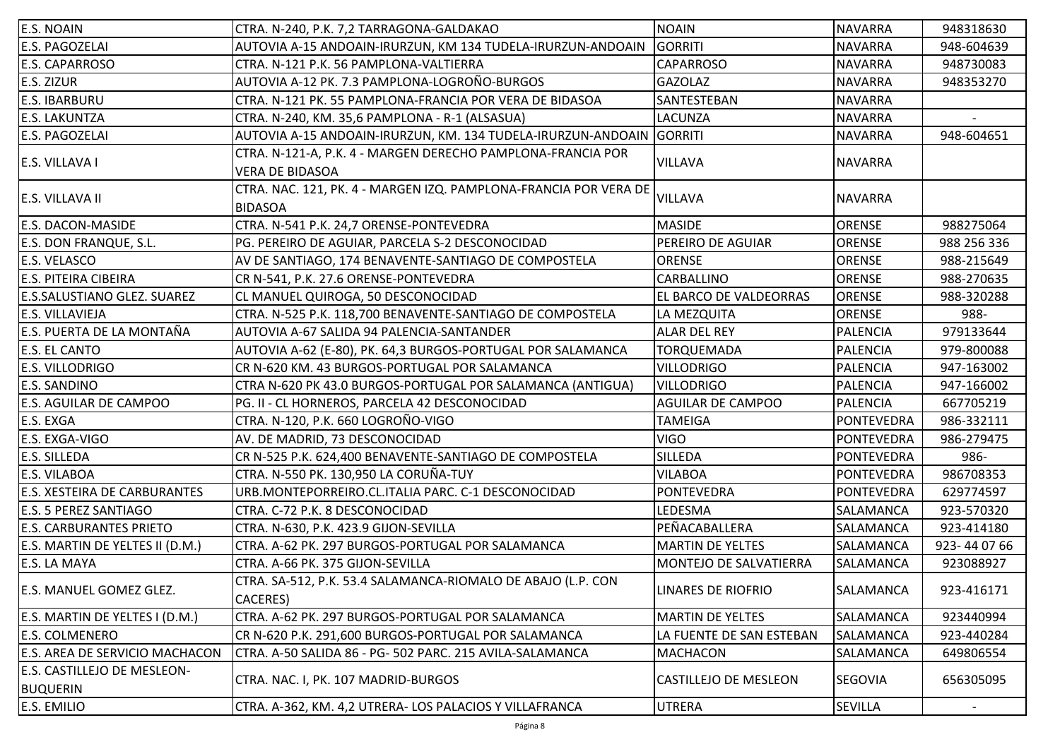| | | | | |
|---|---|---|---|---|
| E.S. NOAIN | CTRA. N-240, P.K. 7,2 TARRAGONA-GALDAKAO | NOAIN | NAVARRA | 948318630 |
| E.S. PAGOZELAI | AUTOVIA A-15 ANDOAIN-IRURZUN, KM 134 TUDELA-IRURZUN-ANDOAIN | GORRITI | NAVARRA | 948-604639 |
| E.S. CAPARROSO | CTRA. N-121 P.K. 56 PAMPLONA-VALTIERRA | CAPARROSO | NAVARRA | 948730083 |
| E.S. ZIZUR | AUTOVIA A-12 PK. 7.3 PAMPLONA-LOGROÑO-BURGOS | GAZOLAZ | NAVARRA | 948353270 |
| E.S. IBARBURU | CTRA. N-121 PK. 55 PAMPLONA-FRANCIA POR VERA DE BIDASOA | SANTESTEBAN | NAVARRA | |
| E.S. LAKUNTZA | CTRA. N-240, KM. 35,6 PAMPLONA - R-1 (ALSASUA) | LACUNZA | NAVARRA | - |
| E.S. PAGOZELAI | AUTOVIA A-15 ANDOAIN-IRURZUN, KM. 134 TUDELA-IRURZUN-ANDOAIN | GORRITI | NAVARRA | 948-604651 |
| E.S. VILLAVA I | CTRA. N-121-A, P.K. 4 - MARGEN DERECHO PAMPLONA-FRANCIA POR VERA DE BIDASOA | VILLAVA | NAVARRA | |
| E.S. VILLAVA II | CTRA. NAC. 121, PK. 4 - MARGEN IZQ. PAMPLONA-FRANCIA POR VERA DE BIDASOA | VILLAVA | NAVARRA | |
| E.S. DACON-MASIDE | CTRA. N-541 P.K. 24,7 ORENSE-PONTEVEDRA | MASIDE | ORENSE | 988275064 |
| E.S. DON FRANQUE, S.L. | PG. PEREIRO DE AGUIAR, PARCELA S-2 DESCONOCIDAD | PEREIRO DE AGUIAR | ORENSE | 988 256 336 |
| E.S. VELASCO | AV DE SANTIAGO, 174 BENAVENTE-SANTIAGO DE COMPOSTELA | ORENSE | ORENSE | 988-215649 |
| E.S. PITEIRA CIBEIRA | CR N-541, P.K. 27.6 ORENSE-PONTEVEDRA | CARBALLINO | ORENSE | 988-270635 |
| E.S.SALUSTIANO GLEZ. SUAREZ | CL MANUEL QUIROGA, 50 DESCONOCIDAD | EL BARCO DE VALDEORRAS | ORENSE | 988-320288 |
| E.S. VILLAVIEJA | CTRA. N-525 P.K. 118,700 BENAVENTE-SANTIAGO DE COMPOSTELA | LA MEZQUITA | ORENSE | 988- |
| E.S. PUERTA DE LA MONTAÑA | AUTOVIA A-67 SALIDA 94 PALENCIA-SANTANDER | ALAR DEL REY | PALENCIA | 979133644 |
| E.S. EL CANTO | AUTOVIA A-62 (E-80), PK. 64,3 BURGOS-PORTUGAL POR SALAMANCA | TORQUEMADA | PALENCIA | 979-800088 |
| E.S. VILLODRIGO | CR N-620 KM. 43 BURGOS-PORTUGAL POR SALAMANCA | VILLODRIGO | PALENCIA | 947-163002 |
| E.S. SANDINO | CTRA N-620 PK 43.0 BURGOS-PORTUGAL POR SALAMANCA (ANTIGUA) | VILLODRIGO | PALENCIA | 947-166002 |
| E.S. AGUILAR DE CAMPOO | PG. II - CL HORNEROS, PARCELA 42 DESCONOCIDAD | AGUILAR DE CAMPOO | PALENCIA | 667705219 |
| E.S. EXGA | CTRA. N-120, P.K. 660 LOGROÑO-VIGO | TAMEIGA | PONTEVEDRA | 986-332111 |
| E.S. EXGA-VIGO | AV. DE MADRID, 73 DESCONOCIDAD | VIGO | PONTEVEDRA | 986-279475 |
| E.S. SILLEDA | CR N-525 P.K. 624,400 BENAVENTE-SANTIAGO DE COMPOSTELA | SILLEDA | PONTEVEDRA | 986- |
| E.S. VILABOA | CTRA. N-550 PK. 130,950 LA CORUÑA-TUY | VILABOA | PONTEVEDRA | 986708353 |
| E.S. XESTEIRA DE CARBURANTES | URB.MONTEPORREIRO.CL.ITALIA PARC. C-1 DESCONOCIDAD | PONTEVEDRA | PONTEVEDRA | 629774597 |
| E.S. 5 PEREZ SANTIAGO | CTRA. C-72 P.K. 8 DESCONOCIDAD | LEDESMA | SALAMANCA | 923-570320 |
| E.S. CARBURANTES PRIETO | CTRA. N-630, P.K. 423.9 GIJON-SEVILLA | PEÑACABALLERA | SALAMANCA | 923-414180 |
| E.S. MARTIN DE YELTES II (D.M.) | CTRA. A-62 PK. 297 BURGOS-PORTUGAL POR SALAMANCA | MARTIN DE YELTES | SALAMANCA | 923- 44 07 66 |
| E.S. LA MAYA | CTRA. A-66 PK. 375 GIJON-SEVILLA | MONTEJO DE SALVATIERRA | SALAMANCA | 923088927 |
| E.S. MANUEL GOMEZ GLEZ. | CTRA. SA-512, P.K. 53.4 SALAMANCA-RIOMALO DE ABAJO (L.P. CON CACERES) | LINARES DE RIOFRIO | SALAMANCA | 923-416171 |
| E.S. MARTIN DE YELTES I (D.M.) | CTRA. A-62 PK. 297 BURGOS-PORTUGAL POR SALAMANCA | MARTIN DE YELTES | SALAMANCA | 923440994 |
| E.S. COLMENERO | CR N-620 P.K. 291,600 BURGOS-PORTUGAL POR SALAMANCA | LA FUENTE DE SAN ESTEBAN | SALAMANCA | 923-440284 |
| E.S. AREA DE SERVICIO MACHACON | CTRA. A-50 SALIDA 86 - PG- 502 PARC. 215 AVILA-SALAMANCA | MACHACON | SALAMANCA | 649806554 |
| E.S. CASTILLEJO DE MESLEON-BUQUERIN | CTRA. NAC. I, PK. 107 MADRID-BURGOS | CASTILLEJO DE MESLEON | SEGOVIA | 656305095 |
| E.S. EMILIO | CTRA. A-362, KM. 4,2 UTRERA- LOS PALACIOS Y VILLAFRANCA | UTRERA | SEVILLA | - |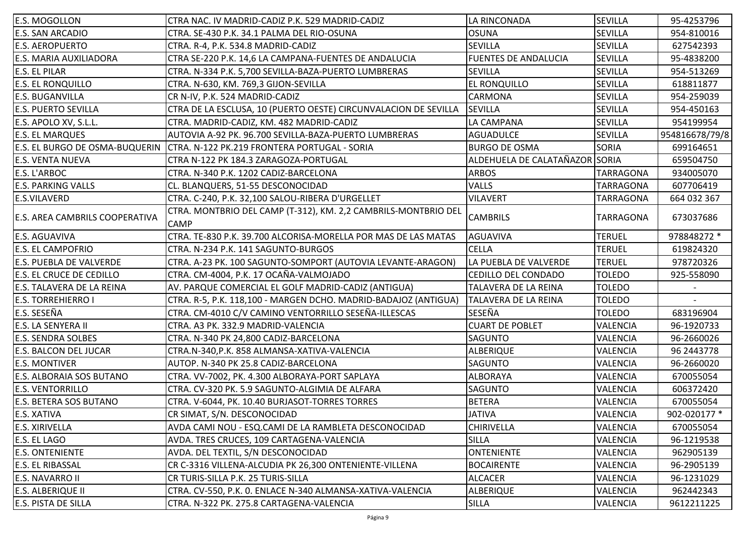| E.S. MOGOLLON | CTRA NAC. IV MADRID-CADIZ P.K. 529 MADRID-CADIZ | LA RINCONADA | SEVILLA | 95-4253796 |
|---|---|---|---|---|
| E.S. SAN ARCADIO | CTRA. SE-430 P.K. 34.1 PALMA DEL RIO-OSUNA | OSUNA | SEVILLA | 954-810016 |
| E.S. AEROPUERTO | CTRA. R-4, P.K. 534.8 MADRID-CADIZ | SEVILLA | SEVILLA | 627542393 |
| E.S. MARIA AUXILIADORA | CTRA SE-220 P.K. 14,6 LA CAMPANA-FUENTES DE ANDALUCIA | FUENTES DE ANDALUCIA | SEVILLA | 95-4838200 |
| E.S. EL PILAR | CTRA. N-334 P.K. 5,700 SEVILLA-BAZA-PUERTO LUMBRERAS | SEVILLA | SEVILLA | 954-513269 |
| E.S. EL RONQUILLO | CTRA. N-630, KM. 769,3 GIJON-SEVILLA | EL RONQUILLO | SEVILLA | 618811877 |
| E.S. BUGANVILLA | CR N-IV, P.K. 524 MADRID-CADIZ | CARMONA | SEVILLA | 954-259039 |
| E.S. PUERTO SEVILLA | CTRA DE LA ESCLUSA, 10 (PUERTO OESTE) CIRCUNVALACION DE SEVILLA | SEVILLA | SEVILLA | 954-450163 |
| E.S. APOLO XV, S.L.L. | CTRA. MADRID-CADIZ, KM. 482 MADRID-CADIZ | LA CAMPANA | SEVILLA | 954199954 |
| E.S. EL MARQUES | AUTOVIA A-92 PK. 96.700 SEVILLA-BAZA-PUERTO LUMBRERAS | AGUADULCE | SEVILLA | 954816678/79/8 |
| E.S. EL BURGO DE OSMA-BUQUERIN | CTRA. N-122 PK.219 FRONTERA PORTUGAL - SORIA | BURGO DE OSMA | SORIA | 699164651 |
| E.S. VENTA NUEVA | CTRA N-122 PK 184.3 ZARAGOZA-PORTUGAL | ALDEHUELA DE CALATAÑAZOR | SORIA | 659504750 |
| E.S. L'ARBOC | CTRA. N-340 P.K. 1202 CADIZ-BARCELONA | ARBOS | TARRAGONA | 934005070 |
| E.S. PARKING VALLS | CL. BLANQUERS, 51-55 DESCONOCIDAD | VALLS | TARRAGONA | 607706419 |
| E.S.VILAVERD | CTRA. C-240, P.K. 32,100 SALOU-RIBERA D'URGELLET | VILAVERT | TARRAGONA | 664 032 367 |
| E.S. AREA CAMBRILS COOPERATIVA | CTRA. MONTBRIO DEL CAMP (T-312), KM. 2,2 CAMBRILS-MONTBRIO DEL CAMP | CAMBRILS | TARRAGONA | 673037686 |
| E.S. AGUAVIVA | CTRA. TE-830 P.K. 39.700 ALCORISA-MORELLA POR MAS DE LAS MATAS | AGUAVIVA | TERUEL | 978848272 * |
| E.S. EL CAMPOFRIO | CTRA. N-234 P.K. 141 SAGUNTO-BURGOS | CELLA | TERUEL | 619824320 |
| E.S. PUEBLA DE VALVERDE | CTRA. A-23 PK. 100 SAGUNTO-SOMPORT (AUTOVIA LEVANTE-ARAGON) | LA PUEBLA DE VALVERDE | TERUEL | 978720326 |
| E.S. EL CRUCE DE CEDILLO | CTRA. CM-4004, P.K. 17 OCAÑA-VALMOJADO | CEDILLO DEL CONDADO | TOLEDO | 925-558090 |
| E.S. TALAVERA DE LA REINA | AV. PARQUE COMERCIAL EL GOLF MADRID-CADIZ (ANTIGUA) | TALAVERA DE LA REINA | TOLEDO | - |
| E.S. TORREHIERRO I | CTRA. R-5, P.K. 118,100 - MARGEN DCHO. MADRID-BADAJOZ (ANTIGUA) | TALAVERA DE LA REINA | TOLEDO | - |
| E.S. SESEÑA | CTRA. CM-4010 C/V CAMINO VENTORRILLO SESEÑA-ILLESCAS | SESEÑA | TOLEDO | 683196904 |
| E.S. LA SENYERA II | CTRA. A3 PK. 332.9 MADRID-VALENCIA | CUART DE POBLET | VALENCIA | 96-1920733 |
| E.S. SENDRA SOLBES | CTRA. N-340 PK 24,800 CADIZ-BARCELONA | SAGUNTO | VALENCIA | 96-2660026 |
| E.S. BALCON DEL JUCAR | CTRA.N-340,P.K. 858 ALMANSA-XATIVA-VALENCIA | ALBERIQUE | VALENCIA | 96 2443778 |
| E.S. MONTIVER | AUTOP. N-340 PK 25.8 CADIZ-BARCELONA | SAGUNTO | VALENCIA | 96-2660020 |
| E.S. ALBORAIA SOS BUTANO | CTRA. VV-7002, PK. 4.300 ALBORAYA-PORT SAPLAYA | ALBORAYA | VALENCIA | 670055054 |
| E.S. VENTORRILLO | CTRA. CV-320 PK. 5.9 SAGUNTO-ALGIMIA DE ALFARA | SAGUNTO | VALENCIA | 606372420 |
| E.S. BETERA SOS BUTANO | CTRA. V-6044, PK. 10.40 BURJASOT-TORRES TORRES | BETERA | VALENCIA | 670055054 |
| E.S. XATIVA | CR SIMAT, S/N. DESCONOCIDAD | JATIVA | VALENCIA | 902-020177 * |
| E.S. XIRIVELLA | AVDA CAMI NOU - ESQ.CAMI DE LA RAMBLETA DESCONOCIDAD | CHIRIVELLA | VALENCIA | 670055054 |
| E.S. EL LAGO | AVDA. TRES CRUCES, 109 CARTAGENA-VALENCIA | SILLA | VALENCIA | 96-1219538 |
| E.S. ONTENIENTE | AVDA. DEL TEXTIL, S/N DESCONOCIDAD | ONTENIENTE | VALENCIA | 962905139 |
| E.S. EL RIBASSAL | CR C-3316 VILLENA-ALCUDIA PK 26,300 ONTENIENTE-VILLENA | BOCAIRENTE | VALENCIA | 96-2905139 |
| E.S. NAVARRO II | CR TURIS-SILLA P.K. 25 TURIS-SILLA | ALCACER | VALENCIA | 96-1231029 |
| E.S. ALBERIQUE II | CTRA. CV-550, P.K. 0. ENLACE N-340 ALMANSA-XATIVA-VALENCIA | ALBERIQUE | VALENCIA | 962442343 |
| E.S. PISTA DE SILLA | CTRA. N-322 PK. 275.8 CARTAGENA-VALENCIA | SILLA | VALENCIA | 9612211225 |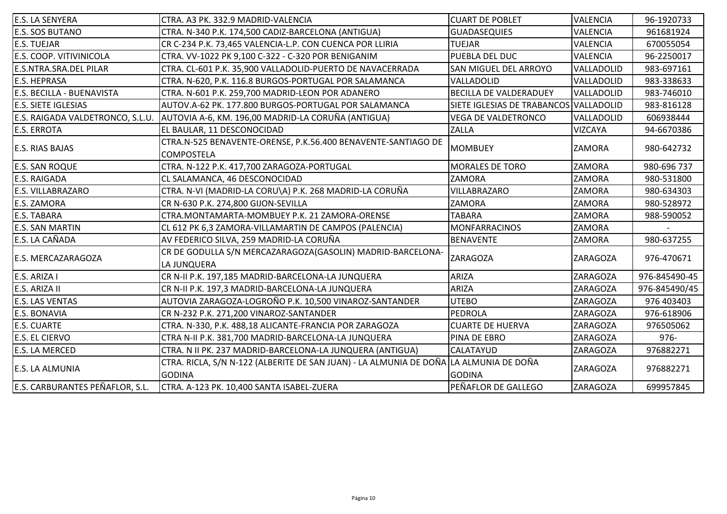| | | | | |
|---|---|---|---|---|
| E.S. LA SENYERA | CTRA. A3 PK. 332.9 MADRID-VALENCIA | CUART DE POBLET | VALENCIA | 96-1920733 |
| E.S. SOS BUTANO | CTRA. N-340 P.K. 174,500 CADIZ-BARCELONA (ANTIGUA) | GUADASEQUIES | VALENCIA | 961681924 |
| E.S. TUEJAR | CR C-234 P.K. 73,465 VALENCIA-L.P. CON CUENCA POR LLIRIA | TUEJAR | VALENCIA | 670055054 |
| E.S. COOP. VITIVINICOLA | CTRA. VV-1022 PK 9,100 C-322 - C-320 POR BENIGANIM | PUEBLA DEL DUC | VALENCIA | 96-2250017 |
| E.S.NTRA.SRA.DEL PILAR | CTRA. CL-601 P.K. 35,900 VALLADOLID-PUERTO DE NAVACERRADA | SAN MIGUEL DEL ARROYO | VALLADOLID | 983-697161 |
| E.S. HEPRASA | CTRA. N-620, P.K. 116.8 BURGOS-PORTUGAL POR SALAMANCA | VALLADOLID | VALLADOLID | 983-338633 |
| E.S. BECILLA - BUENAVISTA | CTRA. N-601 P.K. 259,700 MADRID-LEON POR ADANERO | BECILLA DE VALDERADUEY | VALLADOLID | 983-746010 |
| E.S. SIETE IGLESIAS | AUTOV.A-62 PK. 177.800 BURGOS-PORTUGAL POR SALAMANCA | SIETE IGLESIAS DE TRABANCOS | VALLADOLID | 983-816128 |
| E.S. RAIGADA VALDETRONCO, S.L.U. | AUTOVIA A-6, KM. 196,00 MADRID-LA CORUÑA (ANTIGUA) | VEGA DE VALDETRONCO | VALLADOLID | 606938444 |
| E.S. ERROTA | EL BAULAR, 11 DESCONOCIDAD | ZALLA | VIZCAYA | 94-6670386 |
| E.S. RIAS BAJAS | CTRA.N-525 BENAVENTE-ORENSE, P.K.56.400 BENAVENTE-SANTIAGO DE COMPOSTELA | MOMBUEY | ZAMORA | 980-642732 |
| E.S. SAN ROQUE | CTRA. N-122 P.K. 417,700 ZARAGOZA-PORTUGAL | MORALES DE TORO | ZAMORA | 980-696 737 |
| E.S. RAIGADA | CL SALAMANCA, 46 DESCONOCIDAD | ZAMORA | ZAMORA | 980-531800 |
| E.S. VILLABRAZARO | CTRA. N-VI (MADRID-LA CORU\A) P.K. 268 MADRID-LA CORUÑA | VILLABRAZARO | ZAMORA | 980-634303 |
| E.S. ZAMORA | CR N-630 P.K. 274,800 GIJON-SEVILLA | ZAMORA | ZAMORA | 980-528972 |
| E.S. TABARA | CTRA.MONTAMARTA-MOMBUEY P.K. 21 ZAMORA-ORENSE | TABARA | ZAMORA | 988-590052 |
| E.S. SAN MARTIN | CL 612 PK 6,3 ZAMORA-VILLAMARTIN DE CAMPOS (PALENCIA) | MONFARRACINOS | ZAMORA | - |
| E.S. LA CAÑADA | AV FEDERICO SILVA, 259 MADRID-LA CORUÑA | BENAVENTE | ZAMORA | 980-637255 |
| E.S. MERCAZARAGOZA | CR DE GODULLA S/N MERCAZARAGOZA(GASOLIN) MADRID-BARCELONA-LA JUNQUERA | ZARAGOZA | ZARAGOZA | 976-470671 |
| E.S. ARIZA I | CR N-II P.K. 197,185 MADRID-BARCELONA-LA JUNQUERA | ARIZA | ZARAGOZA | 976-845490-45 |
| E.S. ARIZA II | CR N-II P.K. 197,3 MADRID-BARCELONA-LA JUNQUERA | ARIZA | ZARAGOZA | 976-845490/45 |
| E.S. LAS VENTAS | AUTOVIA ZARAGOZA-LOGROÑO P.K. 10,500 VINAROZ-SANTANDER | UTEBO | ZARAGOZA | 976 403403 |
| E.S. BONAVIA | CR N-232 P.K. 271,200 VINAROZ-SANTANDER | PEDROLA | ZARAGOZA | 976-618906 |
| E.S. CUARTE | CTRA. N-330, P.K. 488,18 ALICANTE-FRANCIA POR ZARAGOZA | CUARTE DE HUERVA | ZARAGOZA | 976505062 |
| E.S. EL CIERVO | CTRA N-II P.K. 381,700 MADRID-BARCELONA-LA JUNQUERA | PINA DE EBRO | ZARAGOZA | 976- |
| E.S. LA MERCED | CTRA. N II PK. 237 MADRID-BARCELONA-LA JUNQUERA (ANTIGUA) | CALATAYUD | ZARAGOZA | 976882271 |
| E.S. LA ALMUNIA | CTRA. RICLA, S/N N-122 (ALBERITE DE SAN JUAN) - LA ALMUNIA DE DOÑA GODINA | LA ALMUNIA DE DOÑA GODINA | ZARAGOZA | 976882271 |
| E.S. CARBURANTES PEÑAFLOR, S.L. | CTRA. A-123 PK. 10,400 SANTA ISABEL-ZUERA | PEÑAFLOR DE GALLEGO | ZARAGOZA | 699957845 |